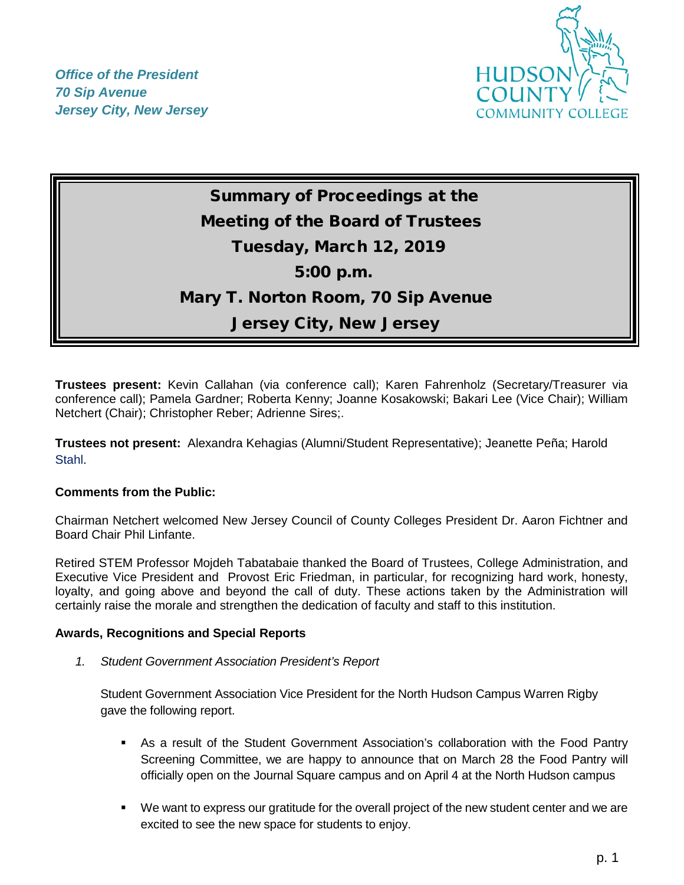*Office of the President*
*70 Sip Avenue*
*Jersey City, New Jersey*

HUDSON COUNTY COMMUNITY COLLEGE

# Summary of Proceedings at the Meeting of the Board of Trustees

## Tuesday, March 12, 2019

## 5:00 p.m.

## Mary T. Norton Room, 70 Sip Avenue

## Jersey City, New Jersey

**Trustees present:** Kevin Callahan (via conference call); Karen Fahrenholz (Secretary/Treasurer via conference call); Pamela Gardner; Roberta Kenny; Joanne Kosakowski; Bakari Lee (Vice Chair); William Netchert (Chair); Christopher Reber; Adrienne Sires;.

**Trustees not present:** Alexandra Kehagias (Alumni/Student Representative); Jeanette Peña; Harold Stahl.

**Comments from the Public:**

Chairman Netchert welcomed New Jersey Council of County Colleges President Dr. Aaron Fichtner and Board Chair Phil Linfante.

Retired STEM Professor Mojdeh Tabatabaie thanked the Board of Trustees, College Administration, and Executive Vice President and Provost Eric Friedman, in particular, for recognizing hard work, honesty, loyalty, and going above and beyond the call of duty. These actions taken by the Administration will certainly raise the morale and strengthen the dedication of faculty and staff to this institution.

**Awards, Recognitions and Special Reports**

1. *Student Government Association President's Report*

   Student Government Association Vice President for the North Hudson Campus Warren Rigby gave the following report.

   - As a result of the Student Government Association's collaboration with the Food Pantry Screening Committee, we are happy to announce that on March 28 the Food Pantry will officially open on the Journal Square campus and on April 4 at the North Hudson campus

   - We want to express our gratitude for the overall project of the new student center and we are excited to see the new space for students to enjoy.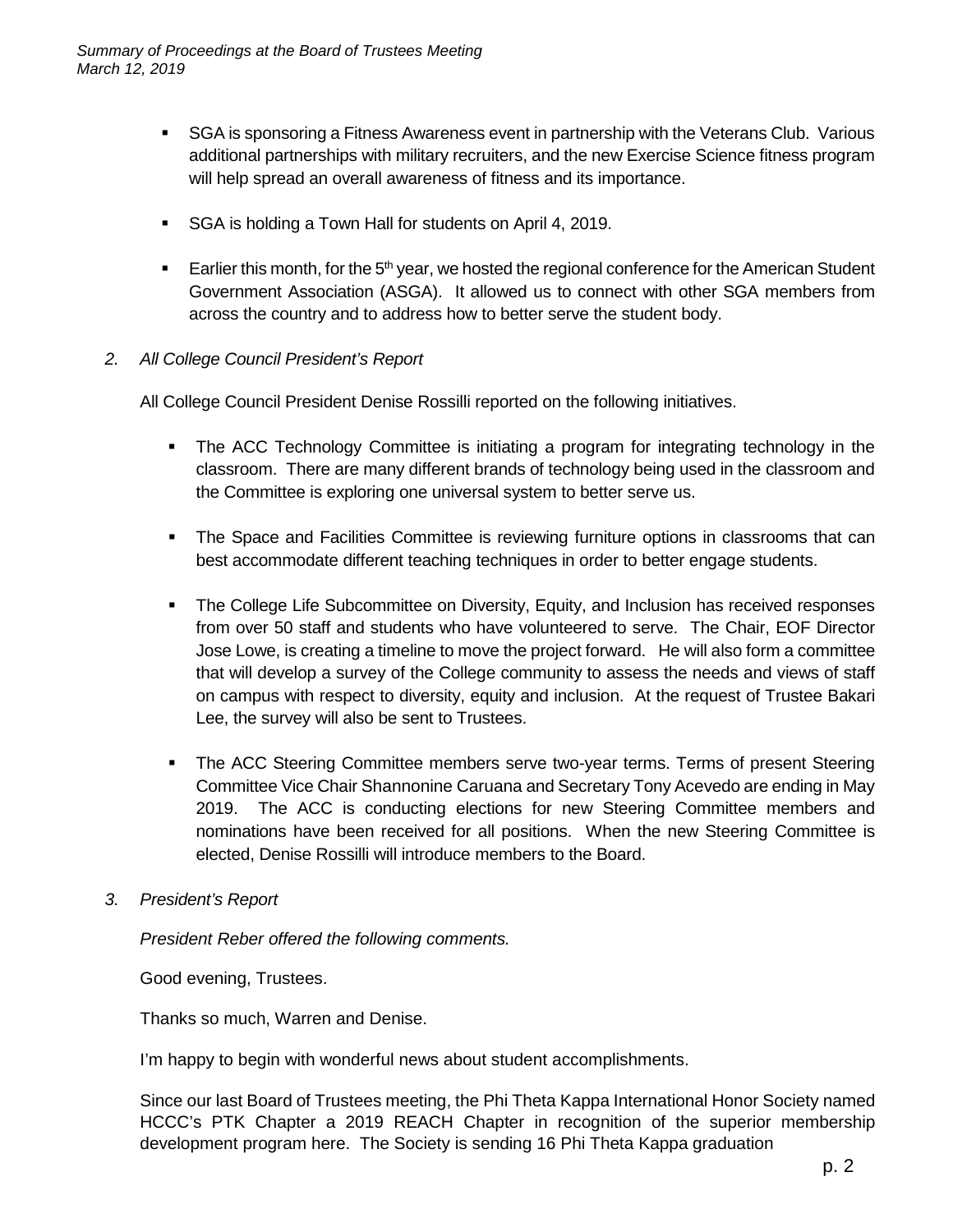- SGA is sponsoring a Fitness Awareness event in partnership with the Veterans Club. Various additional partnerships with military recruiters, and the new Exercise Science fitness program will help spread an overall awareness of fitness and its importance.

- SGA is holding a Town Hall for students on April 4, 2019.

- Earlier this month, for the 5th year, we hosted the regional conference for the American Student Government Association (ASGA). It allowed us to connect with other SGA members from across the country and to address how to better serve the student body.

*2. All College Council President's Report*

All College Council President Denise Rossilli reported on the following initiatives.

- The ACC Technology Committee is initiating a program for integrating technology in the classroom. There are many different brands of technology being used in the classroom and the Committee is exploring one universal system to better serve us.

- The Space and Facilities Committee is reviewing furniture options in classrooms that can best accommodate different teaching techniques in order to better engage students.

- The College Life Subcommittee on Diversity, Equity, and Inclusion has received responses from over 50 staff and students who have volunteered to serve. The Chair, EOF Director Jose Lowe, is creating a timeline to move the project forward. He will also form a committee that will develop a survey of the College community to assess the needs and views of staff on campus with respect to diversity, equity and inclusion. At the request of Trustee Bakari Lee, the survey will also be sent to Trustees.

- The ACC Steering Committee members serve two-year terms. Terms of present Steering Committee Vice Chair Shannonine Caruana and Secretary Tony Acevedo are ending in May 2019. The ACC is conducting elections for new Steering Committee members and nominations have been received for all positions. When the new Steering Committee is elected, Denise Rossilli will introduce members to the Board.

*3. President's Report*

*President Reber offered the following comments.*

Good evening, Trustees.

Thanks so much, Warren and Denise.

I'm happy to begin with wonderful news about student accomplishments.

Since our last Board of Trustees meeting, the Phi Theta Kappa International Honor Society named HCCC's PTK Chapter a 2019 REACH Chapter in recognition of the superior membership development program here. The Society is sending 16 Phi Theta Kappa graduation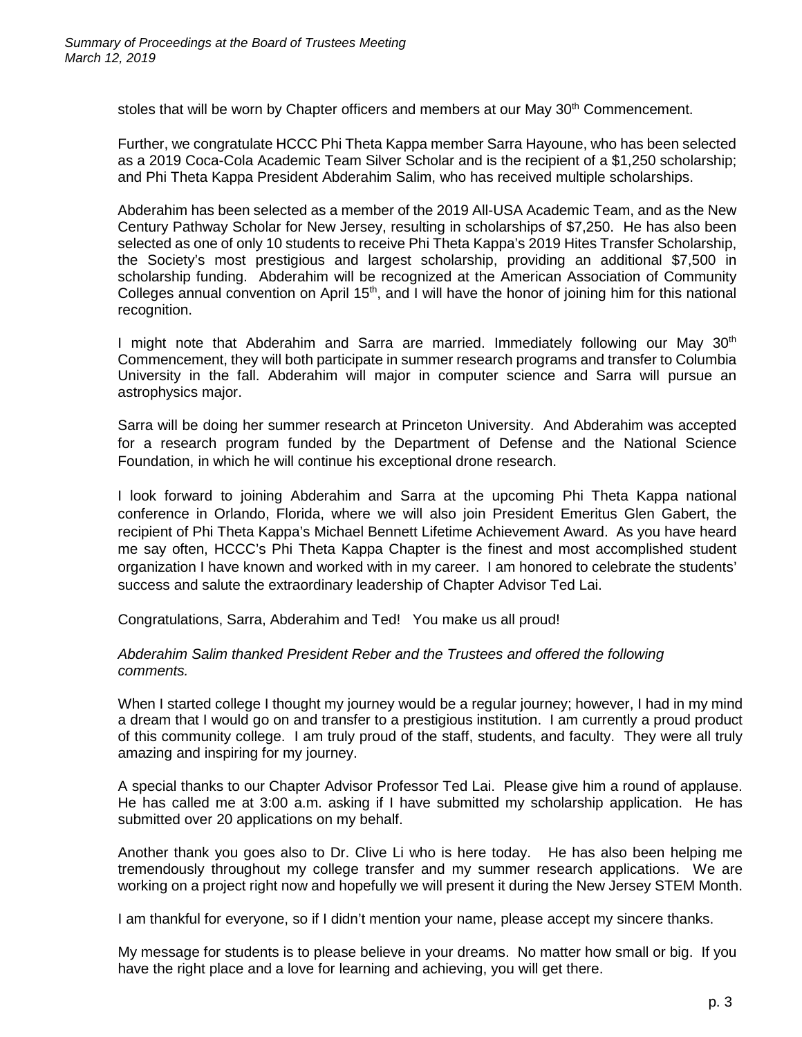stoles that will be worn by Chapter officers and members at our May 30th Commencement.

Further, we congratulate HCCC Phi Theta Kappa member Sarra Hayoune, who has been selected as a 2019 Coca-Cola Academic Team Silver Scholar and is the recipient of a $1,250 scholarship; and Phi Theta Kappa President Abderahim Salim, who has received multiple scholarships.

Abderahim has been selected as a member of the 2019 All-USA Academic Team, and as the New Century Pathway Scholar for New Jersey, resulting in scholarships of $7,250. He has also been selected as one of only 10 students to receive Phi Theta Kappa's 2019 Hites Transfer Scholarship, the Society's most prestigious and largest scholarship, providing an additional $7,500 in scholarship funding. Abderahim will be recognized at the American Association of Community Colleges annual convention on April 15th, and I will have the honor of joining him for this national recognition.

I might note that Abderahim and Sarra are married. Immediately following our May 30th Commencement, they will both participate in summer research programs and transfer to Columbia University in the fall. Abderahim will major in computer science and Sarra will pursue an astrophysics major.

Sarra will be doing her summer research at Princeton University. And Abderahim was accepted for a research program funded by the Department of Defense and the National Science Foundation, in which he will continue his exceptional drone research.

I look forward to joining Abderahim and Sarra at the upcoming Phi Theta Kappa national conference in Orlando, Florida, where we will also join President Emeritus Glen Gabert, the recipient of Phi Theta Kappa's Michael Bennett Lifetime Achievement Award. As you have heard me say often, HCCC's Phi Theta Kappa Chapter is the finest and most accomplished student organization I have known and worked with in my career. I am honored to celebrate the students' success and salute the extraordinary leadership of Chapter Advisor Ted Lai.

Congratulations, Sarra, Abderahim and Ted! You make us all proud!

*Abderahim Salim thanked President Reber and the Trustees and offered the following comments.*

When I started college I thought my journey would be a regular journey; however, I had in my mind a dream that I would go on and transfer to a prestigious institution. I am currently a proud product of this community college. I am truly proud of the staff, students, and faculty. They were all truly amazing and inspiring for my journey.

A special thanks to our Chapter Advisor Professor Ted Lai. Please give him a round of applause. He has called me at 3:00 a.m. asking if I have submitted my scholarship application. He has submitted over 20 applications on my behalf.

Another thank you goes also to Dr. Clive Li who is here today. He has also been helping me tremendously throughout my college transfer and my summer research applications. We are working on a project right now and hopefully we will present it during the New Jersey STEM Month.

I am thankful for everyone, so if I didn't mention your name, please accept my sincere thanks.

My message for students is to please believe in your dreams. No matter how small or big. If you have the right place and a love for learning and achieving, you will get there.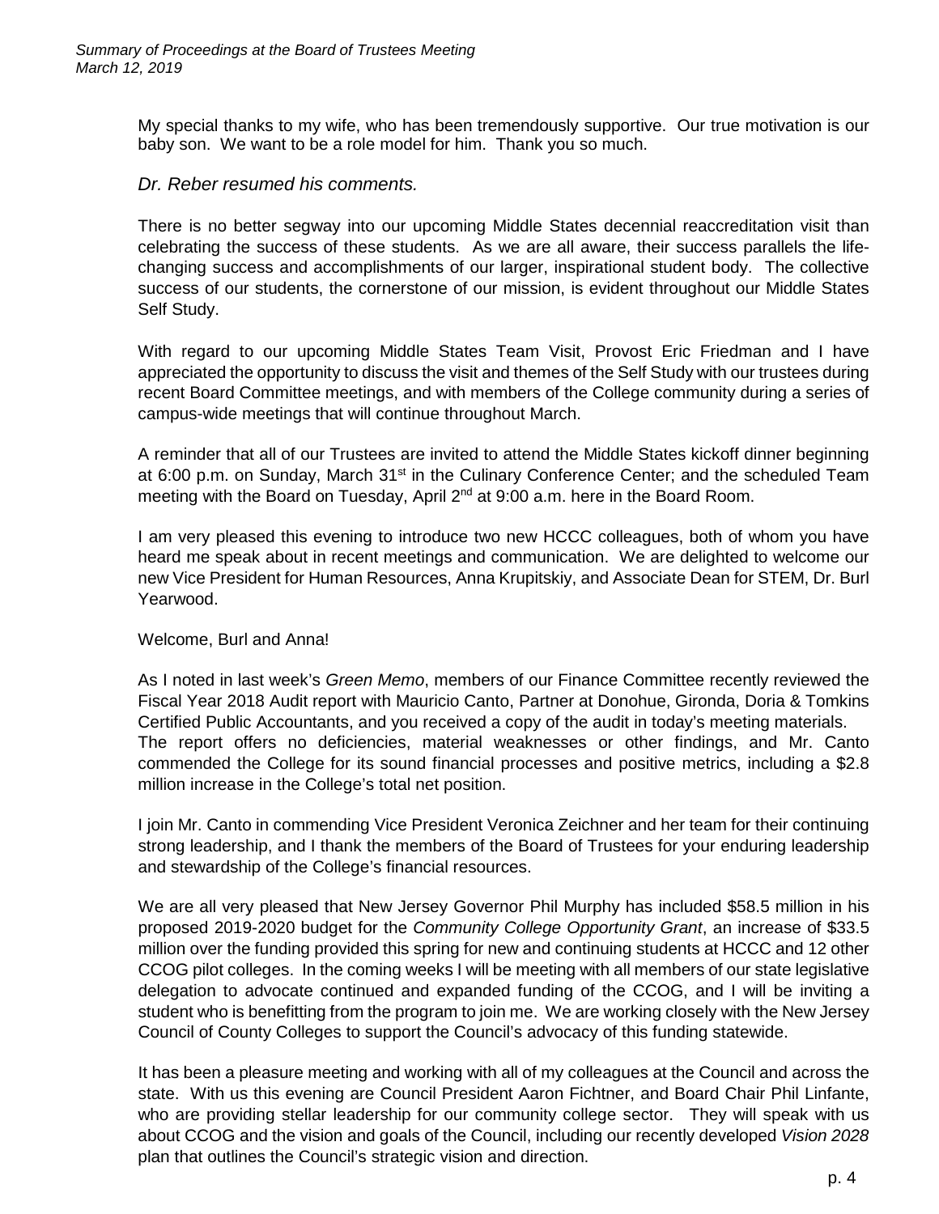My special thanks to my wife, who has been tremendously supportive. Our true motivation is our baby son. We want to be a role model for him. Thank you so much.

*Dr. Reber resumed his comments.*

There is no better segway into our upcoming Middle States decennial reaccreditation visit than celebrating the success of these students. As we are all aware, their success parallels the life-changing success and accomplishments of our larger, inspirational student body. The collective success of our students, the cornerstone of our mission, is evident throughout our Middle States Self Study.

With regard to our upcoming Middle States Team Visit, Provost Eric Friedman and I have appreciated the opportunity to discuss the visit and themes of the Self Study with our trustees during recent Board Committee meetings, and with members of the College community during a series of campus-wide meetings that will continue throughout March.

A reminder that all of our Trustees are invited to attend the Middle States kickoff dinner beginning at 6:00 p.m. on Sunday, March 31st in the Culinary Conference Center; and the scheduled Team meeting with the Board on Tuesday, April 2nd at 9:00 a.m. here in the Board Room.

I am very pleased this evening to introduce two new HCCC colleagues, both of whom you have heard me speak about in recent meetings and communication. We are delighted to welcome our new Vice President for Human Resources, Anna Krupitskiy, and Associate Dean for STEM, Dr. Burl Yearwood.

Welcome, Burl and Anna!

As I noted in last week's *Green Memo*, members of our Finance Committee recently reviewed the Fiscal Year 2018 Audit report with Mauricio Canto, Partner at Donohue, Gironda, Doria & Tomkins Certified Public Accountants, and you received a copy of the audit in today's meeting materials. The report offers no deficiencies, material weaknesses or other findings, and Mr. Canto commended the College for its sound financial processes and positive metrics, including a $2.8 million increase in the College's total net position.

I join Mr. Canto in commending Vice President Veronica Zeichner and her team for their continuing strong leadership, and I thank the members of the Board of Trustees for your enduring leadership and stewardship of the College's financial resources.

We are all very pleased that New Jersey Governor Phil Murphy has included $58.5 million in his proposed 2019-2020 budget for the *Community College Opportunity Grant*, an increase of $33.5 million over the funding provided this spring for new and continuing students at HCCC and 12 other CCOG pilot colleges. In the coming weeks I will be meeting with all members of our state legislative delegation to advocate continued and expanded funding of the CCOG, and I will be inviting a student who is benefitting from the program to join me. We are working closely with the New Jersey Council of County Colleges to support the Council's advocacy of this funding statewide.

It has been a pleasure meeting and working with all of my colleagues at the Council and across the state. With us this evening are Council President Aaron Fichtner, and Board Chair Phil Linfante, who are providing stellar leadership for our community college sector. They will speak with us about CCOG and the vision and goals of the Council, including our recently developed *Vision 2028* plan that outlines the Council's strategic vision and direction.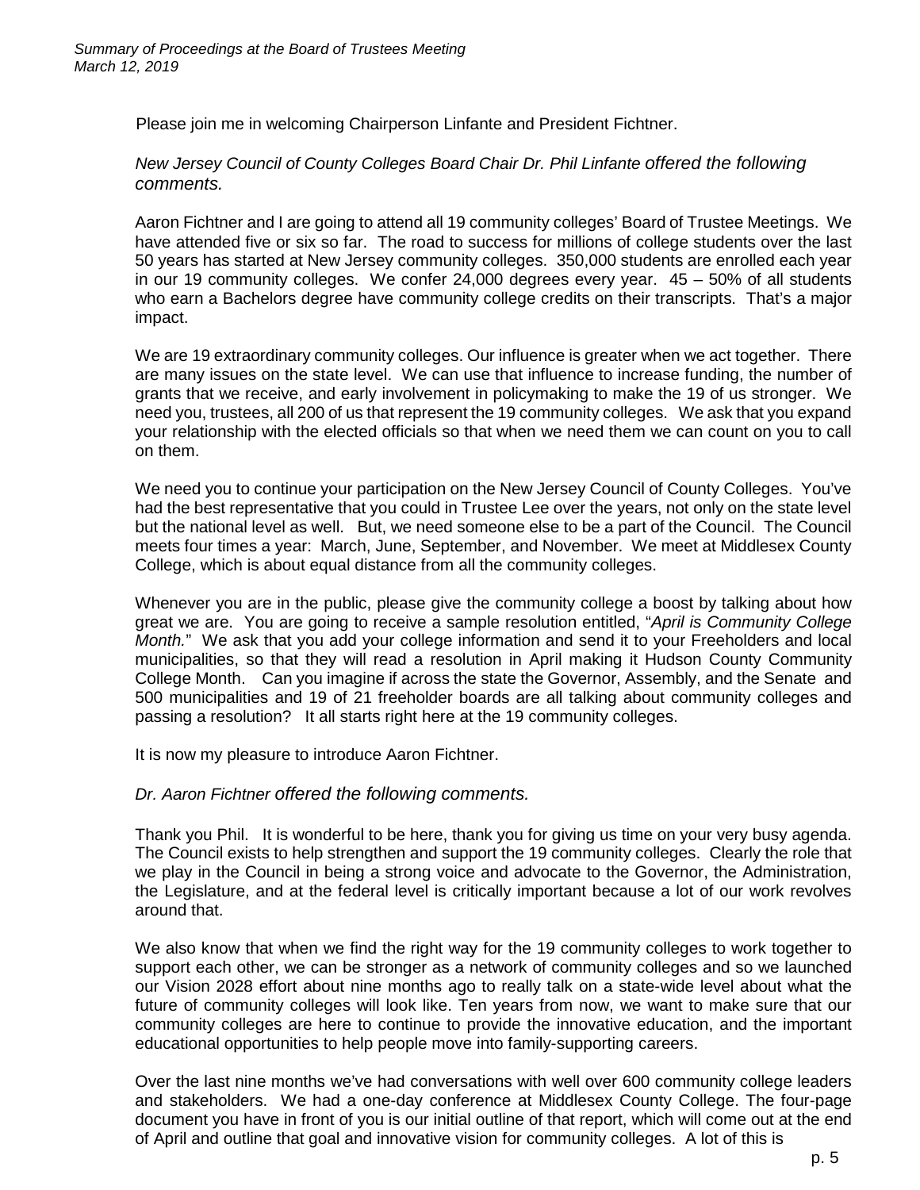Please join me in welcoming Chairperson Linfante and President Fichtner.

*New Jersey Council of County Colleges Board Chair Dr. Phil Linfante offered the following comments.*

Aaron Fichtner and I are going to attend all 19 community colleges' Board of Trustee Meetings. We have attended five or six so far. The road to success for millions of college students over the last 50 years has started at New Jersey community colleges. 350,000 students are enrolled each year in our 19 community colleges. We confer 24,000 degrees every year. 45 – 50% of all students who earn a Bachelors degree have community college credits on their transcripts. That's a major impact.

We are 19 extraordinary community colleges. Our influence is greater when we act together. There are many issues on the state level. We can use that influence to increase funding, the number of grants that we receive, and early involvement in policymaking to make the 19 of us stronger. We need you, trustees, all 200 of us that represent the 19 community colleges. We ask that you expand your relationship with the elected officials so that when we need them we can count on you to call on them.

We need you to continue your participation on the New Jersey Council of County Colleges. You've had the best representative that you could in Trustee Lee over the years, not only on the state level but the national level as well. But, we need someone else to be a part of the Council. The Council meets four times a year: March, June, September, and November. We meet at Middlesex County College, which is about equal distance from all the community colleges.

Whenever you are in the public, please give the community college a boost by talking about how great we are. You are going to receive a sample resolution entitled, "*April is Community College Month.*" We ask that you add your college information and send it to your Freeholders and local municipalities, so that they will read a resolution in April making it Hudson County Community College Month. Can you imagine if across the state the Governor, Assembly, and the Senate and 500 municipalities and 19 of 21 freeholder boards are all talking about community colleges and passing a resolution? It all starts right here at the 19 community colleges.

It is now my pleasure to introduce Aaron Fichtner.

*Dr. Aaron Fichtner offered the following comments.*

Thank you Phil. It is wonderful to be here, thank you for giving us time on your very busy agenda. The Council exists to help strengthen and support the 19 community colleges. Clearly the role that we play in the Council in being a strong voice and advocate to the Governor, the Administration, the Legislature, and at the federal level is critically important because a lot of our work revolves around that.

We also know that when we find the right way for the 19 community colleges to work together to support each other, we can be stronger as a network of community colleges and so we launched our Vision 2028 effort about nine months ago to really talk on a state-wide level about what the future of community colleges will look like. Ten years from now, we want to make sure that our community colleges are here to continue to provide the innovative education, and the important educational opportunities to help people move into family-supporting careers.

Over the last nine months we've had conversations with well over 600 community college leaders and stakeholders. We had a one-day conference at Middlesex County College. The four-page document you have in front of you is our initial outline of that report, which will come out at the end of April and outline that goal and innovative vision for community colleges. A lot of this is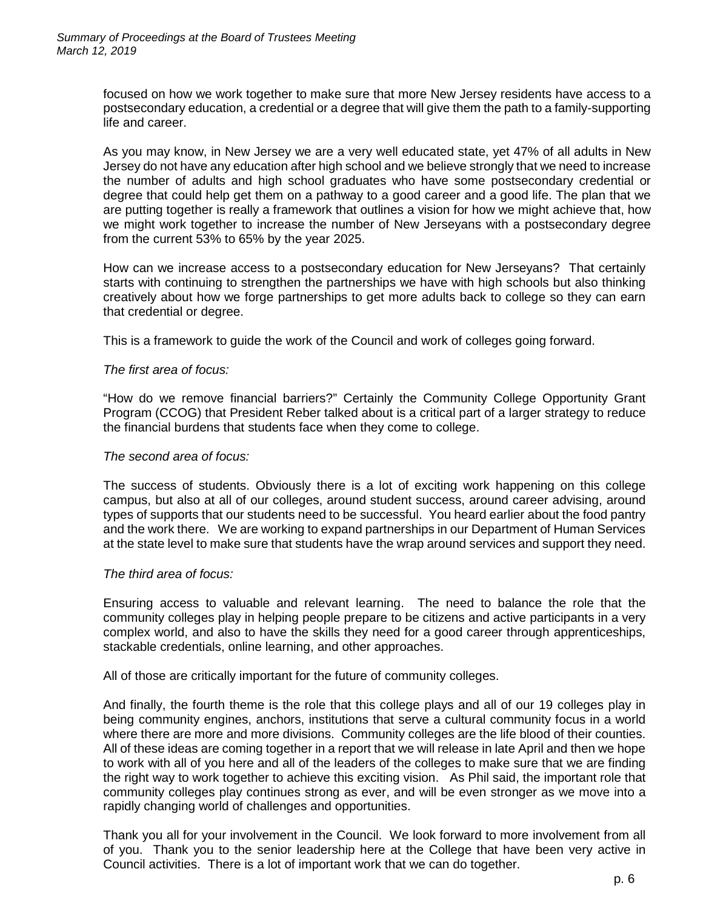focused on how we work together to make sure that more New Jersey residents have access to a postsecondary education, a credential or a degree that will give them the path to a family-supporting life and career.

As you may know, in New Jersey we are a very well educated state, yet 47% of all adults in New Jersey do not have any education after high school and we believe strongly that we need to increase the number of adults and high school graduates who have some postsecondary credential or degree that could help get them on a pathway to a good career and a good life. The plan that we are putting together is really a framework that outlines a vision for how we might achieve that, how we might work together to increase the number of New Jerseyans with a postsecondary degree from the current 53% to 65% by the year 2025.

How can we increase access to a postsecondary education for New Jerseyans? That certainly starts with continuing to strengthen the partnerships we have with high schools but also thinking creatively about how we forge partnerships to get more adults back to college so they can earn that credential or degree.

This is a framework to guide the work of the Council and work of colleges going forward.

*The first area of focus:*

"How do we remove financial barriers?" Certainly the Community College Opportunity Grant Program (CCOG) that President Reber talked about is a critical part of a larger strategy to reduce the financial burdens that students face when they come to college.

*The second area of focus:*

The success of students. Obviously there is a lot of exciting work happening on this college campus, but also at all of our colleges, around student success, around career advising, around types of supports that our students need to be successful. You heard earlier about the food pantry and the work there. We are working to expand partnerships in our Department of Human Services at the state level to make sure that students have the wrap around services and support they need.

*The third area of focus:*

Ensuring access to valuable and relevant learning. The need to balance the role that the community colleges play in helping people prepare to be citizens and active participants in a very complex world, and also to have the skills they need for a good career through apprenticeships, stackable credentials, online learning, and other approaches.

All of those are critically important for the future of community colleges.

And finally, the fourth theme is the role that this college plays and all of our 19 colleges play in being community engines, anchors, institutions that serve a cultural community focus in a world where there are more and more divisions. Community colleges are the life blood of their counties. All of these ideas are coming together in a report that we will release in late April and then we hope to work with all of you here and all of the leaders of the colleges to make sure that we are finding the right way to work together to achieve this exciting vision. As Phil said, the important role that community colleges play continues strong as ever, and will be even stronger as we move into a rapidly changing world of challenges and opportunities.

Thank you all for your involvement in the Council. We look forward to more involvement from all of you. Thank you to the senior leadership here at the College that have been very active in Council activities. There is a lot of important work that we can do together.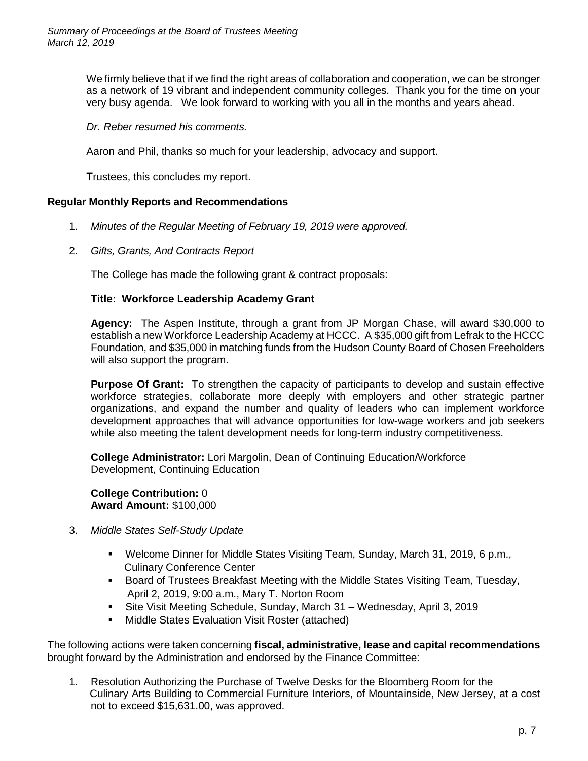We firmly believe that if we find the right areas of collaboration and cooperation, we can be stronger as a network of 19 vibrant and independent community colleges. Thank you for the time on your very busy agenda. We look forward to working with you all in the months and years ahead.

*Dr. Reber resumed his comments.*

Aaron and Phil, thanks so much for your leadership, advocacy and support.

Trustees, this concludes my report.

**Regular Monthly Reports and Recommendations**

1. *Minutes of the Regular Meeting of February 19, 2019 were approved.*

2. *Gifts, Grants, And Contracts Report*

   The College has made the following grant & contract proposals:

   **Title: Workforce Leadership Academy Grant**

   **Agency:** The Aspen Institute, through a grant from JP Morgan Chase, will award $30,000 to establish a new Workforce Leadership Academy at HCCC. A $35,000 gift from Lefrak to the HCCC Foundation, and $35,000 in matching funds from the Hudson County Board of Chosen Freeholders will also support the program.

   **Purpose Of Grant:** To strengthen the capacity of participants to develop and sustain effective workforce strategies, collaborate more deeply with employers and other strategic partner organizations, and expand the number and quality of leaders who can implement workforce development approaches that will advance opportunities for low-wage workers and job seekers while also meeting the talent development needs for long-term industry competitiveness.

   **College Administrator:** Lori Margolin, Dean of Continuing Education/Workforce Development, Continuing Education

   **College Contribution:** 0
   **Award Amount:** $100,000

3. *Middle States Self-Study Update*

   - Welcome Dinner for Middle States Visiting Team, Sunday, March 31, 2019, 6 p.m., Culinary Conference Center
   - Board of Trustees Breakfast Meeting with the Middle States Visiting Team, Tuesday, April 2, 2019, 9:00 a.m., Mary T. Norton Room
   - Site Visit Meeting Schedule, Sunday, March 31 – Wednesday, April 3, 2019
   - Middle States Evaluation Visit Roster (attached)

The following actions were taken concerning **fiscal, administrative, lease and capital recommendations** brought forward by the Administration and endorsed by the Finance Committee:

1. Resolution Authorizing the Purchase of Twelve Desks for the Bloomberg Room for the Culinary Arts Building to Commercial Furniture Interiors, of Mountainside, New Jersey, at a cost not to exceed $15,631.00, was approved.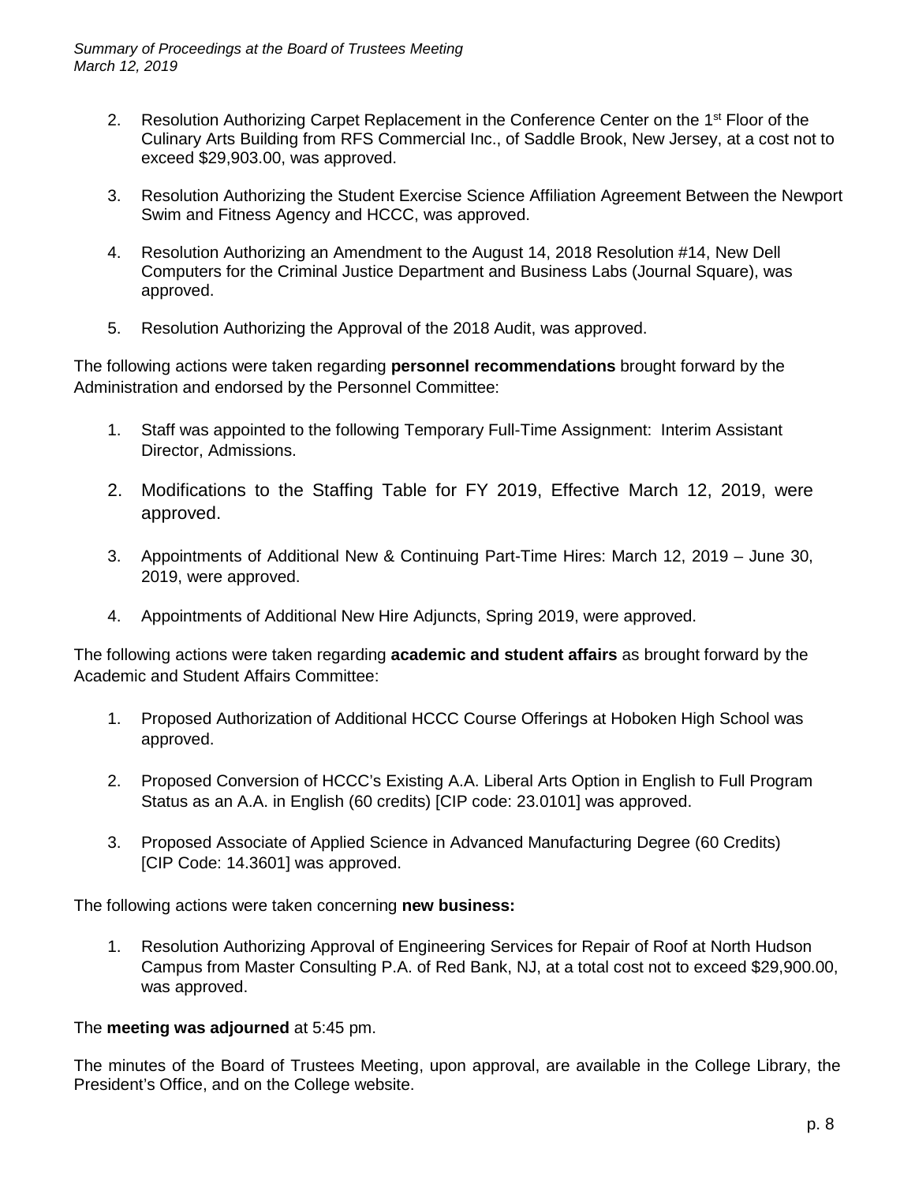2. Resolution Authorizing Carpet Replacement in the Conference Center on the 1st Floor of the Culinary Arts Building from RFS Commercial Inc., of Saddle Brook, New Jersey, at a cost not to exceed $29,903.00, was approved.

3. Resolution Authorizing the Student Exercise Science Affiliation Agreement Between the Newport Swim and Fitness Agency and HCCC, was approved.

4. Resolution Authorizing an Amendment to the August 14, 2018 Resolution #14, New Dell Computers for the Criminal Justice Department and Business Labs (Journal Square), was approved.

5. Resolution Authorizing the Approval of the 2018 Audit, was approved.

The following actions were taken regarding **personnel recommendations** brought forward by the Administration and endorsed by the Personnel Committee:

1. Staff was appointed to the following Temporary Full-Time Assignment: Interim Assistant Director, Admissions.

2. Modifications to the Staffing Table for FY 2019, Effective March 12, 2019, were approved.

3. Appointments of Additional New & Continuing Part-Time Hires: March 12, 2019 – June 30, 2019, were approved.

4. Appointments of Additional New Hire Adjuncts, Spring 2019, were approved.

The following actions were taken regarding **academic and student affairs** as brought forward by the Academic and Student Affairs Committee:

1. Proposed Authorization of Additional HCCC Course Offerings at Hoboken High School was approved.

2. Proposed Conversion of HCCC's Existing A.A. Liberal Arts Option in English to Full Program Status as an A.A. in English (60 credits) [CIP code: 23.0101] was approved.

3. Proposed Associate of Applied Science in Advanced Manufacturing Degree (60 Credits) [CIP Code: 14.3601] was approved.

The following actions were taken concerning **new business:**

1. Resolution Authorizing Approval of Engineering Services for Repair of Roof at North Hudson Campus from Master Consulting P.A. of Red Bank, NJ, at a total cost not to exceed $29,900.00, was approved.

The **meeting was adjourned** at 5:45 pm.

The minutes of the Board of Trustees Meeting, upon approval, are available in the College Library, the President's Office, and on the College website.